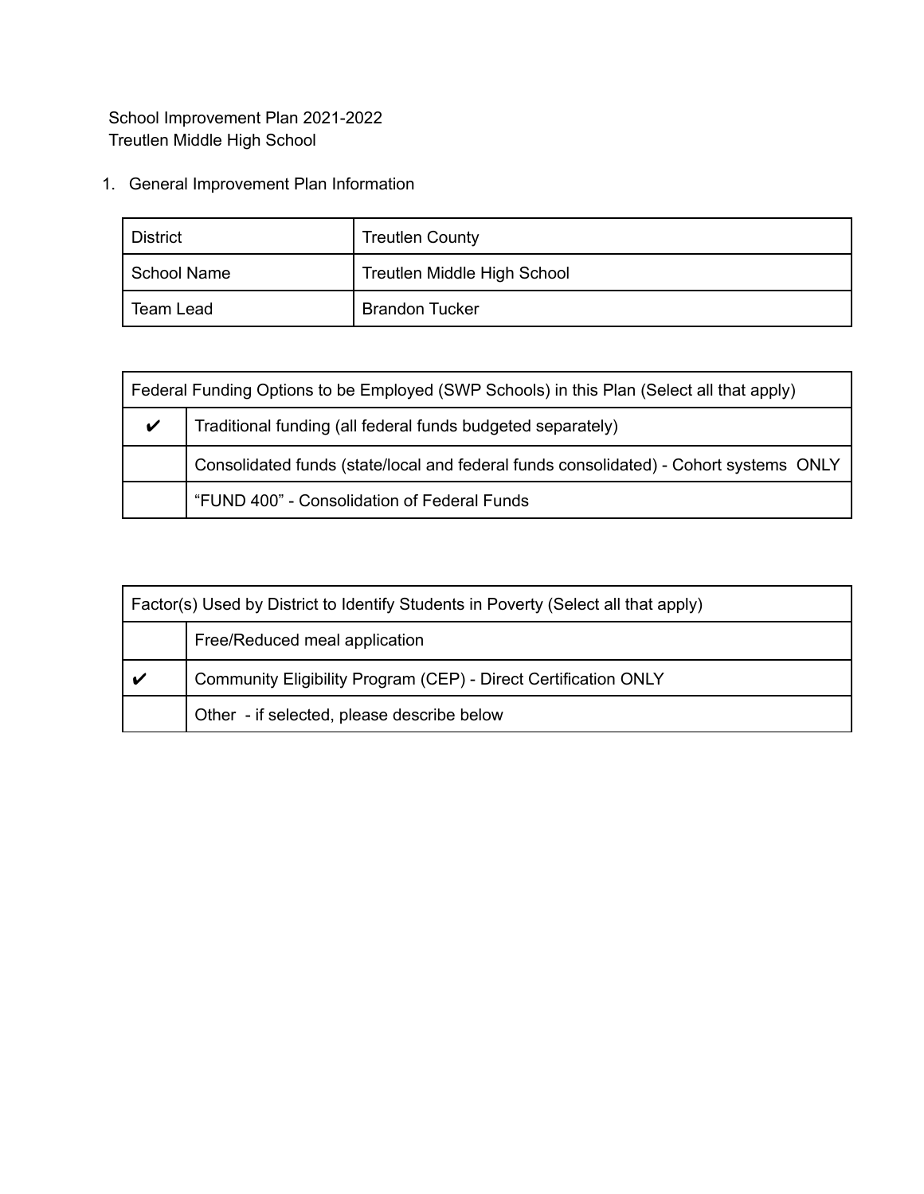School Improvement Plan 2021-2022
Treutlen Middle High School

1. General Improvement Plan Information

| District | Treutlen County |
|---|---|
| School Name | Treutlen Middle High School |
| Team Lead | Brandon Tucker |

| Federal Funding Options to be Employed (SWP Schools) in this Plan (Select all that apply) | |
|---|---|
| ✔ | Traditional funding (all federal funds budgeted separately) |
| | Consolidated funds (state/local and federal funds consolidated) - Cohort systems ONLY |
| | "FUND 400" - Consolidation of Federal Funds |

| Factor(s) Used by District to Identify Students in Poverty (Select all that apply) | |
|---|---|
| | Free/Reduced meal application |
| ✔ | Community Eligibility Program (CEP) - Direct Certification ONLY |
| | Other - if selected, please describe below |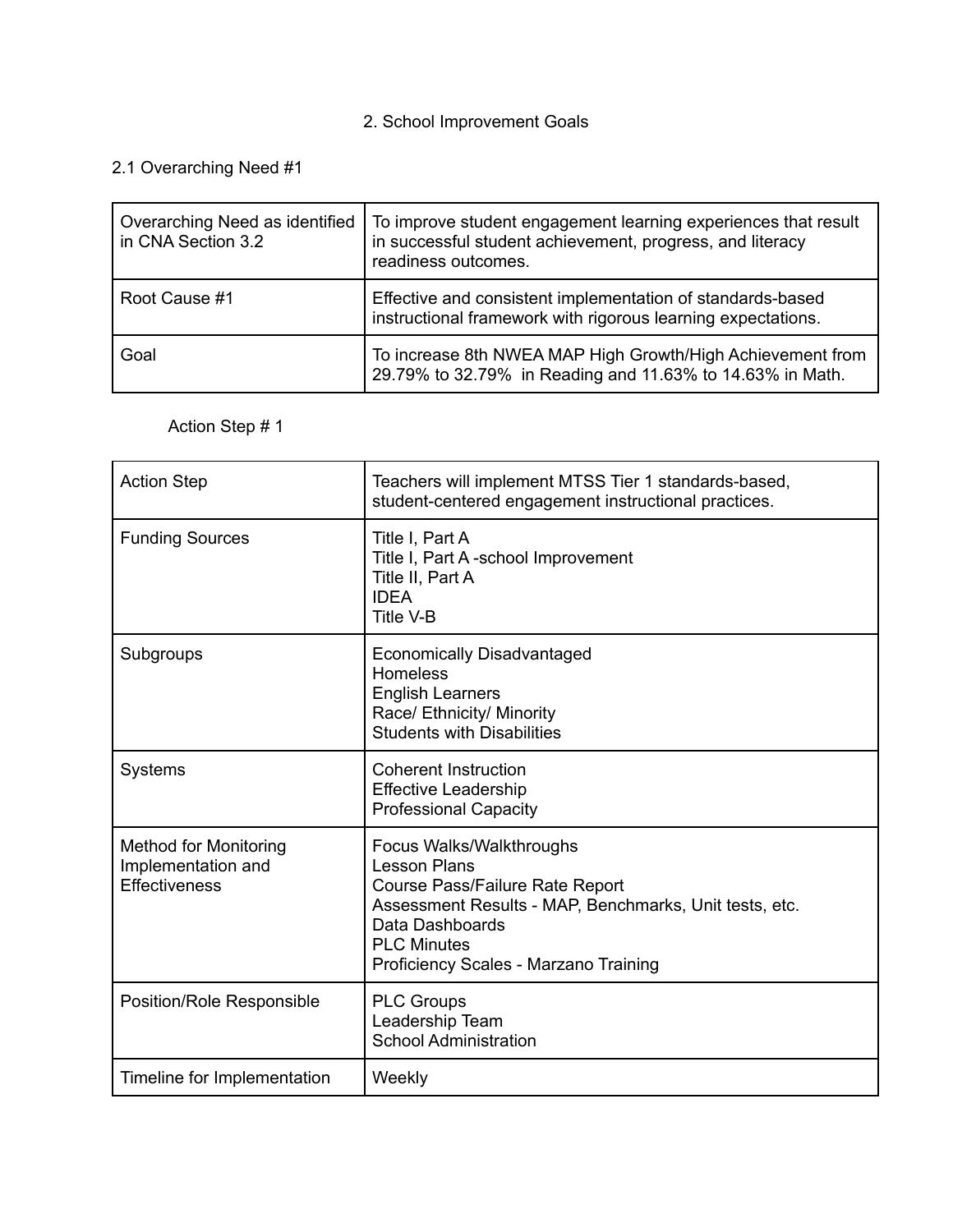## 2. School Improvement Goals

### 2.1 Overarching Need #1

| | |
|---|---|
| Overarching Need as identified in CNA Section 3.2 | To improve student engagement learning experiences that result in successful student achievement, progress, and literacy readiness outcomes. |
| Root Cause #1 | Effective and consistent implementation of standards-based instructional framework with rigorous learning expectations. |
| Goal | To increase 8th NWEA MAP High Growth/High Achievement from 29.79% to 32.79% in Reading and 11.63% to 14.63% in Math. |

#### Action Step # 1

| | |
|---|---|
| Action Step | Teachers will implement MTSS Tier 1 standards-based, student-centered engagement instructional practices. |
| Funding Sources | Title I, Part A<br>Title I, Part A -school Improvement<br>Title II, Part A<br>IDEA<br>Title V-B |
| Subgroups | Economically Disadvantaged<br>Homeless<br>English Learners<br>Race/ Ethnicity/ Minority<br>Students with Disabilities |
| Systems | Coherent Instruction<br>Effective Leadership<br>Professional Capacity |
| Method for Monitoring Implementation and Effectiveness | Focus Walks/Walkthroughs<br>Lesson Plans<br>Course Pass/Failure Rate Report<br>Assessment Results - MAP, Benchmarks, Unit tests, etc.<br>Data Dashboards<br>PLC Minutes<br>Proficiency Scales - Marzano Training |
| Position/Role Responsible | PLC Groups<br>Leadership Team<br>School Administration |
| Timeline for Implementation | Weekly |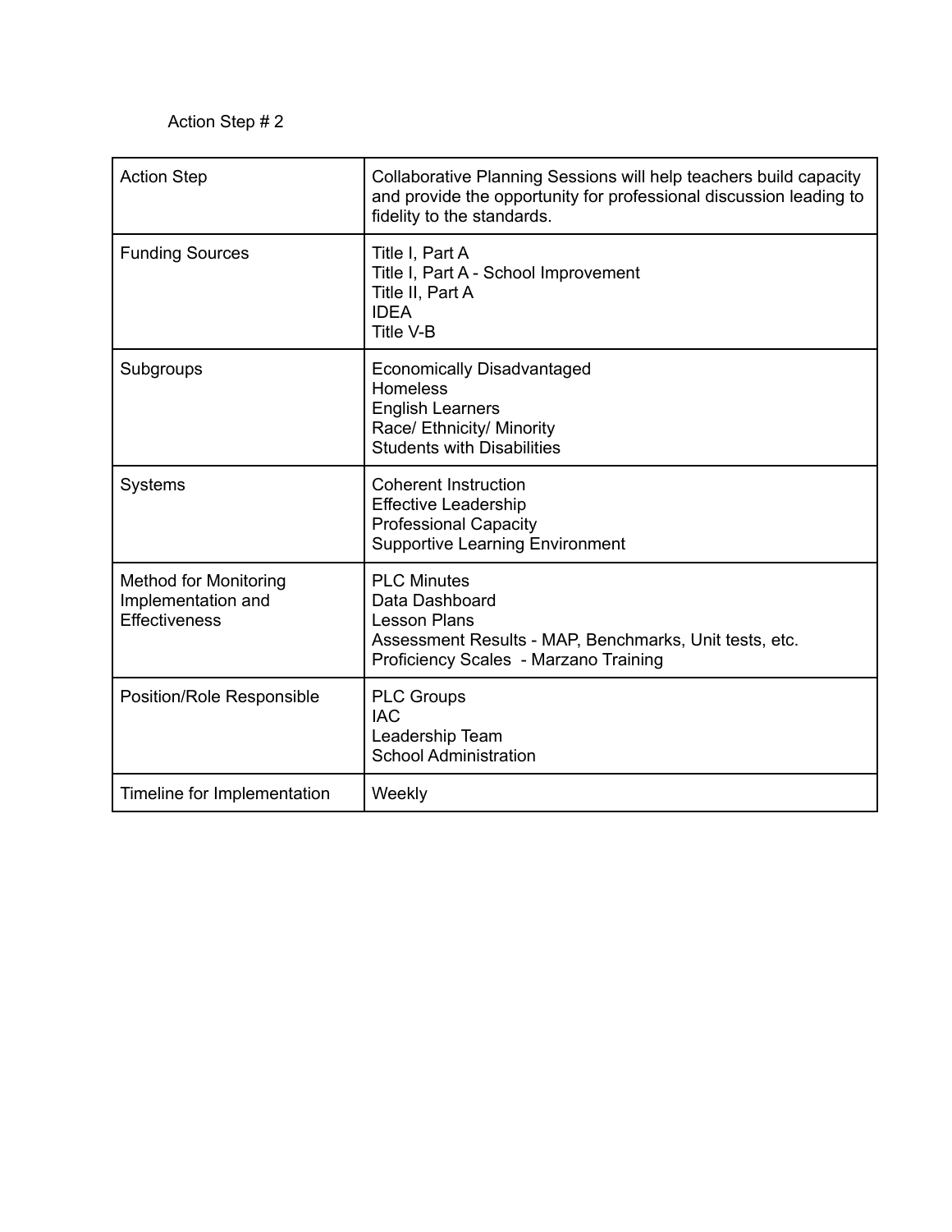Action Step # 2

| Action Step | Collaborative Planning Sessions will help teachers build capacity and provide the opportunity for professional discussion leading to fidelity to the standards. |
|---|---|
| Funding Sources | Title I, Part A<br>Title I, Part A - School Improvement<br>Title II, Part A<br>IDEA<br>Title V-B |
| Subgroups | Economically Disadvantaged<br>Homeless<br>English Learners<br>Race/ Ethnicity/ Minority<br>Students with Disabilities |
| Systems | Coherent Instruction<br>Effective Leadership<br>Professional Capacity<br>Supportive Learning Environment |
| Method for Monitoring Implementation and Effectiveness | PLC Minutes<br>Data Dashboard<br>Lesson Plans<br>Assessment Results - MAP, Benchmarks, Unit tests, etc.<br>Proficiency Scales - Marzano Training |
| Position/Role Responsible | PLC Groups<br>IAC<br>Leadership Team<br>School Administration |
| Timeline for Implementation | Weekly |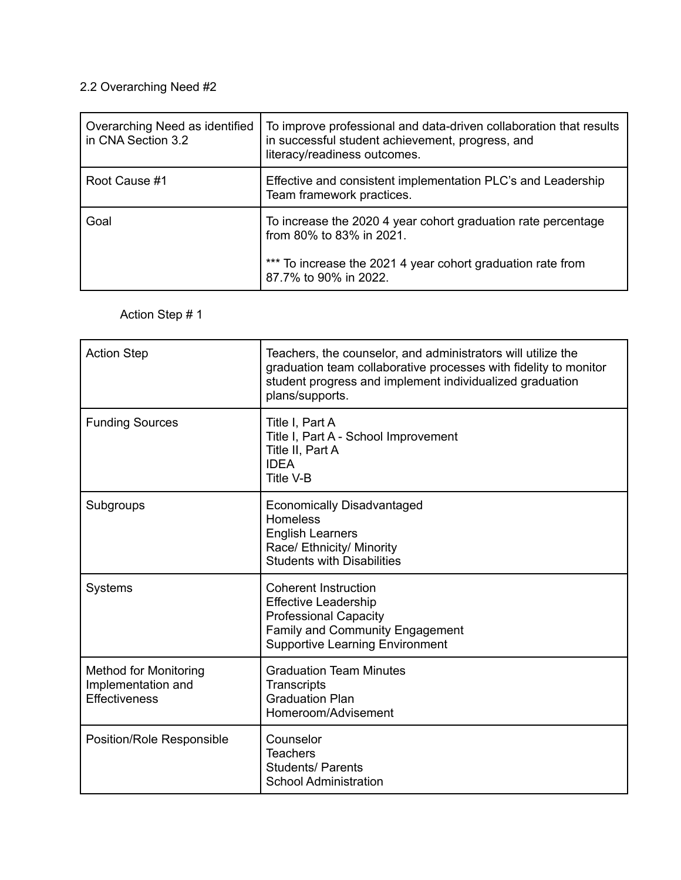## 2.2 Overarching Need #2

| | |
|---|---|
| Overarching Need as identified in CNA Section 3.2 | To improve professional and data-driven collaboration that results in successful student achievement, progress, and literacy/readiness outcomes. |
| Root Cause #1 | Effective and consistent implementation PLC's and Leadership Team framework practices. |
| Goal | To increase the 2020 4 year cohort graduation rate percentage from 80% to 83% in 2021.<br><br>*** To increase the 2021 4 year cohort graduation rate from 87.7% to 90% in 2022. |

### Action Step # 1

| | |
|---|---|
| Action Step | Teachers, the counselor, and administrators will utilize the graduation team collaborative processes with fidelity to monitor student progress and implement individualized graduation plans/supports. |
| Funding Sources | Title I, Part A<br>Title I, Part A - School Improvement<br>Title II, Part A<br>IDEA<br>Title V-B |
| Subgroups | Economically Disadvantaged<br>Homeless<br>English Learners<br>Race/ Ethnicity/ Minority<br>Students with Disabilities |
| Systems | Coherent Instruction<br>Effective Leadership<br>Professional Capacity<br>Family and Community Engagement<br>Supportive Learning Environment |
| Method for Monitoring Implementation and Effectiveness | Graduation Team Minutes<br>Transcripts<br>Graduation Plan<br>Homeroom/Advisement |
| Position/Role Responsible | Counselor<br>Teachers<br>Students/ Parents<br>School Administration |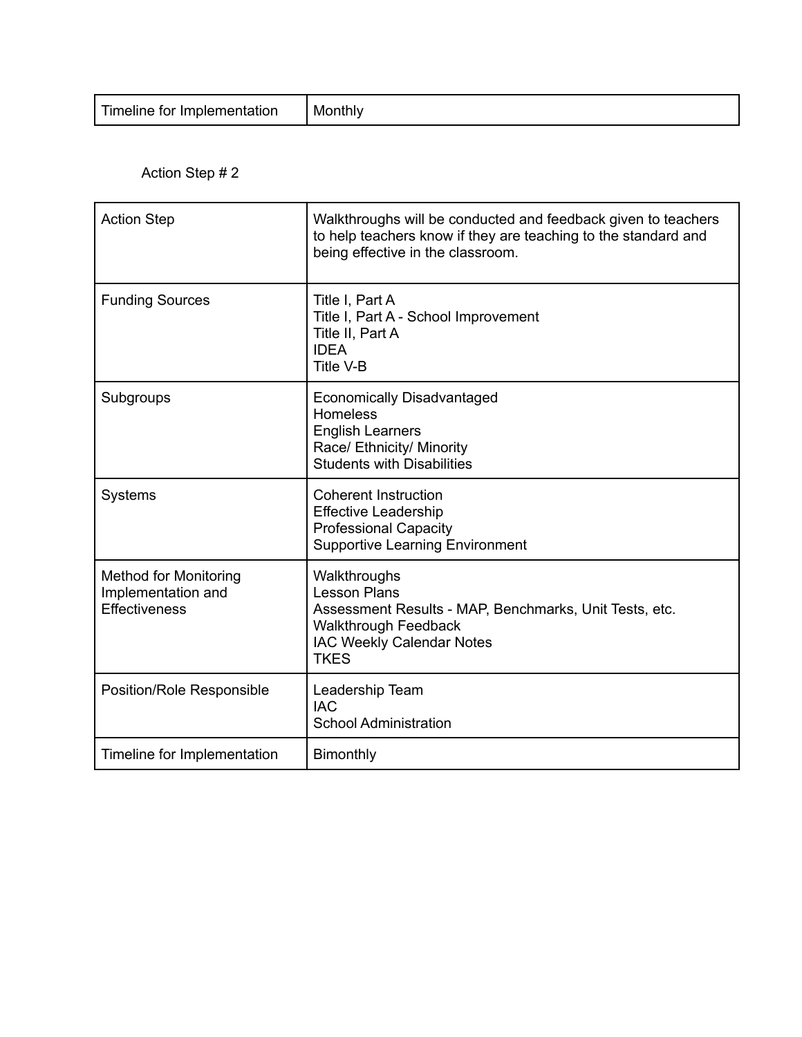| | |
|---|---|
| Timeline for Implementation | Monthly |

Action Step # 2

| | |
|---|---|
| Action Step | Walkthroughs will be conducted and feedback given to teachers to help teachers know if they are teaching to the standard and being effective in the classroom. |
| Funding Sources | Title I, Part A<br>Title I, Part A - School Improvement<br>Title II, Part A<br>IDEA<br>Title V-B |
| Subgroups | Economically Disadvantaged<br>Homeless<br>English Learners<br>Race/ Ethnicity/ Minority<br>Students with Disabilities |
| Systems | Coherent Instruction<br>Effective Leadership<br>Professional Capacity<br>Supportive Learning Environment |
| Method for Monitoring Implementation and Effectiveness | Walkthroughs<br>Lesson Plans<br>Assessment Results - MAP, Benchmarks, Unit Tests, etc.<br>Walkthrough Feedback<br>IAC Weekly Calendar Notes<br>TKES |
| Position/Role Responsible | Leadership Team<br>IAC<br>School Administration |
| Timeline for Implementation | Bimonthly |